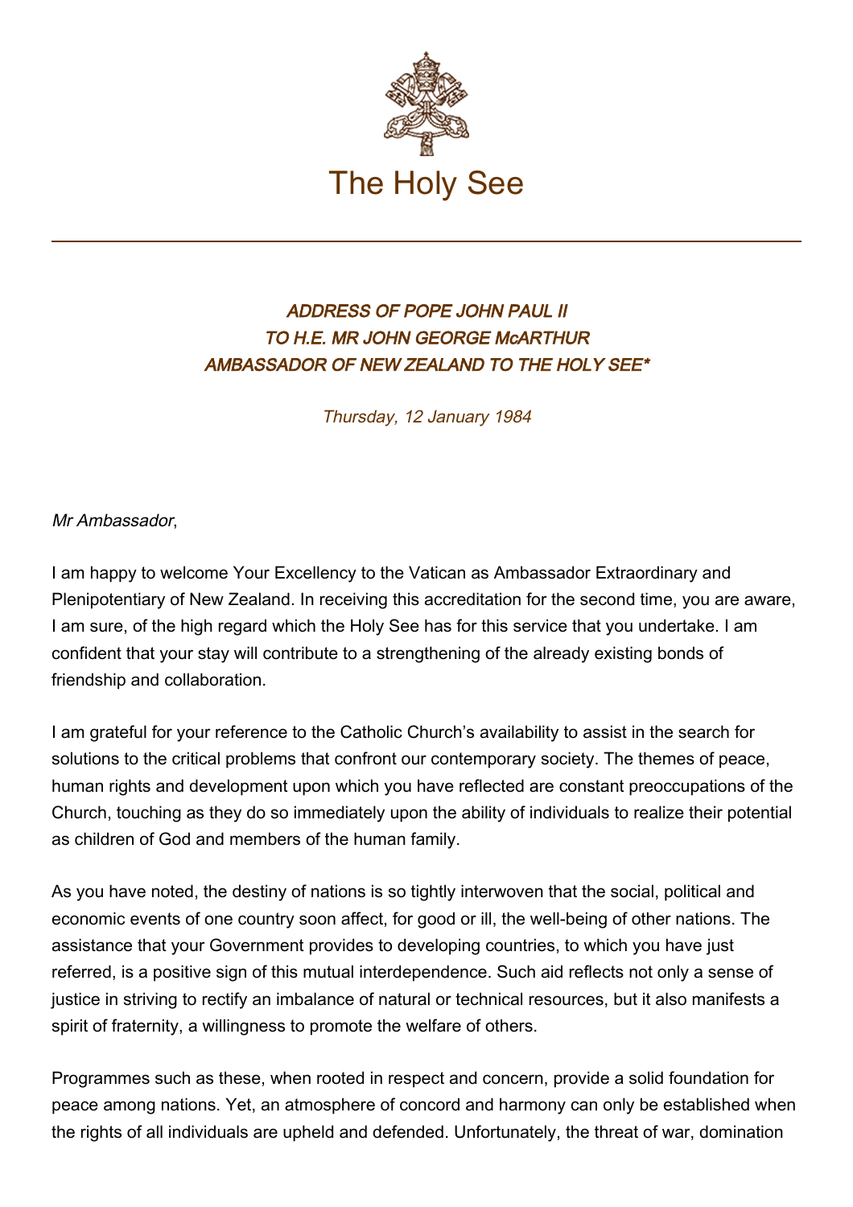The Holy See

### *ADDRESS OF POPE JOHN PAUL II TO H.E. MR JOHN GEORGE McARTHUR AMBASSADOR OF NEW ZEALAND TO THE HOLY SEE**

*Thursday, 12 January 1984*

*Mr Ambassador*,

I am happy to welcome Your Excellency to the Vatican as Ambassador Extraordinary and Plenipotentiary of New Zealand. In receiving this accreditation for the second time, you are aware, I am sure, of the high regard which the Holy See has for this service that you undertake. I am confident that your stay will contribute to a strengthening of the already existing bonds of friendship and collaboration.

I am grateful for your reference to the Catholic Church's availability to assist in the search for solutions to the critical problems that confront our contemporary society. The themes of peace, human rights and development upon which you have reflected are constant preoccupations of the Church, touching as they do so immediately upon the ability of individuals to realize their potential as children of God and members of the human family.

As you have noted, the destiny of nations is so tightly interwoven that the social, political and economic events of one country soon affect, for good or ill, the well-being of other nations. The assistance that your Government provides to developing countries, to which you have just referred, is a positive sign of this mutual interdependence. Such aid reflects not only a sense of justice in striving to rectify an imbalance of natural or technical resources, but it also manifests a spirit of fraternity, a willingness to promote the welfare of others.

Programmes such as these, when rooted in respect and concern, provide a solid foundation for peace among nations. Yet, an atmosphere of concord and harmony can only be established when the rights of all individuals are upheld and defended. Unfortunately, the threat of war, domination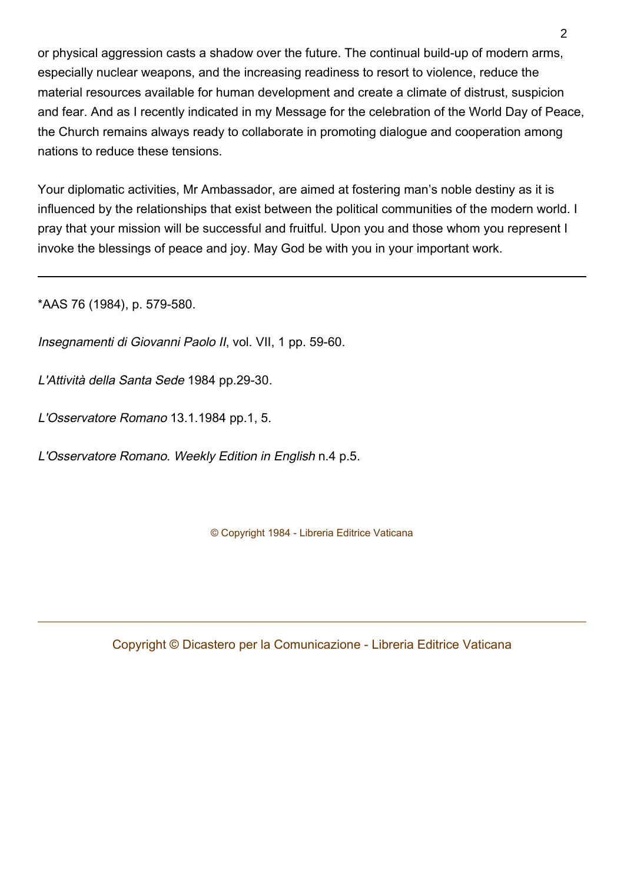or physical aggression casts a shadow over the future. The continual build-up of modern arms, especially nuclear weapons, and the increasing readiness to resort to violence, reduce the material resources available for human development and create a climate of distrust, suspicion and fear. And as I recently indicated in my Message for the celebration of the World Day of Peace, the Church remains always ready to collaborate in promoting dialogue and cooperation among nations to reduce these tensions.

Your diplomatic activities, Mr Ambassador, are aimed at fostering man's noble destiny as it is influenced by the relationships that exist between the political communities of the modern world. I pray that your mission will be successful and fruitful. Upon you and those whom you represent I invoke the blessings of peace and joy. May God be with you in your important work.

---

*AAS 76 (1984), p. 579-580.

*Insegnamenti di Giovanni Paolo II*, vol. VII, 1 pp. 59-60.

*L'Attività della Santa Sede* 1984 pp.29-30.

*L'Osservatore Romano* 13.1.1984 pp.1, 5.

*L'Osservatore Romano. Weekly Edition in English* n.4 p.5.

© Copyright 1984 - Libreria Editrice Vaticana

---

Copyright © Dicastero per la Comunicazione - Libreria Editrice Vaticana